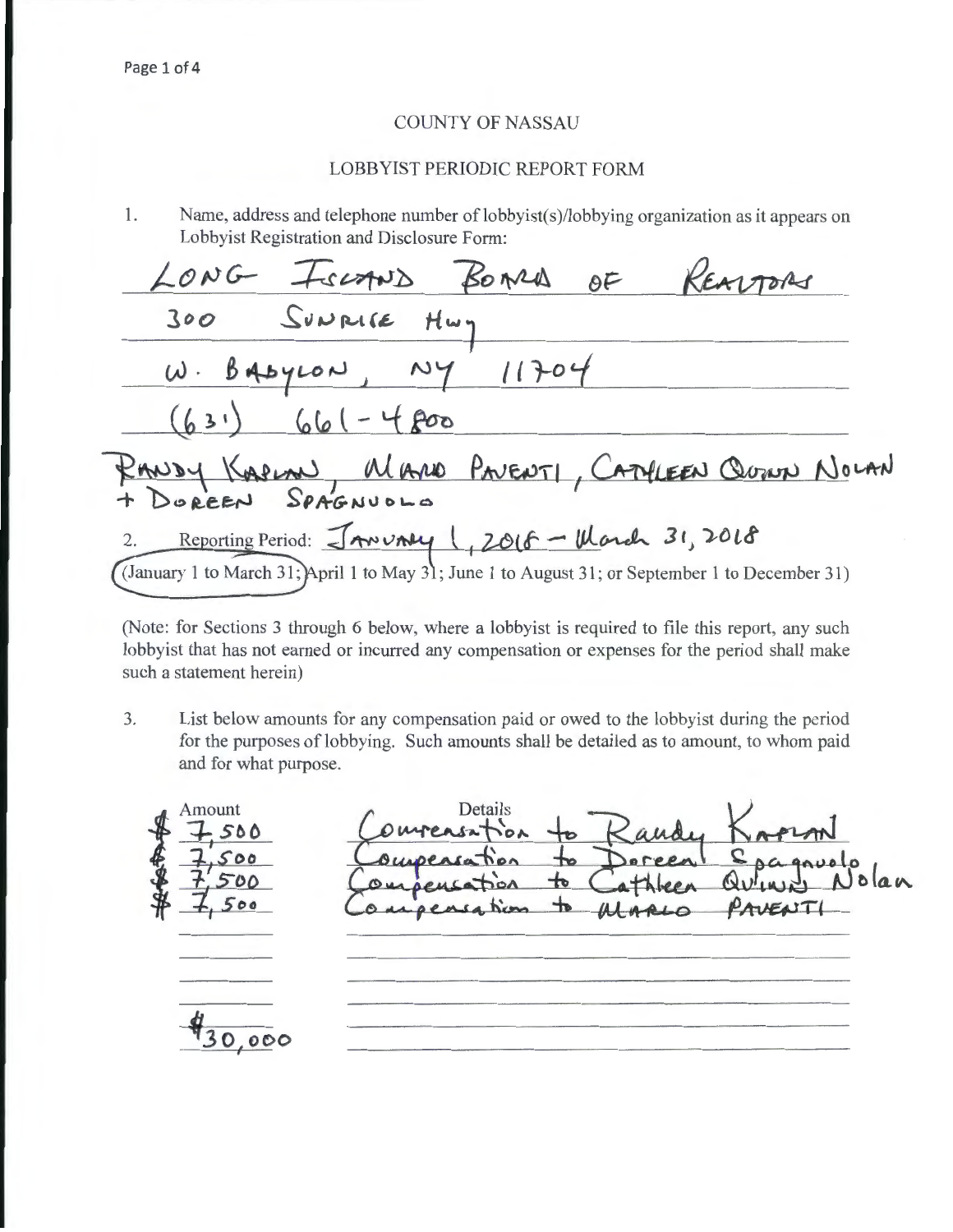COUNTY OF NASSAU

LOBBYIST PERIODIC REPORT FORM

1. Name, address and telephone number of lobbyist(s)/lobbying organization as it appears on Lobbyist Registration and Disclosure Form:

LONG ISLAND BOARD OF REALTORS
300 SUNRISE Hwy
W. BABYLON, NY 11704
(631) 661-4800
RANDY KAPLAN, MARIO PAVENTI, CATHLEEN QUINN NOLAN + DOREEN SPAGNUOLO

2. Reporting Period: January 1, 2018 – March 31, 2018
(January 1 to March 31; April 1 to May 31; June 1 to August 31; or September 1 to December 31)

(Note: for Sections 3 through 6 below, where a lobbyist is required to file this report, any such lobbyist that has not earned or incurred any compensation or expenses for the period shall make such a statement herein)

3. List below amounts for any compensation paid or owed to the lobbyist during the period for the purposes of lobbying. Such amounts shall be detailed as to amount, to whom paid and for what purpose.

| Amount | Details |
|---|---|
| $7,500 | Compensation to Randy Kaplan |
| $7,500 | Compensation to Doreen Spagnuolo |
| $7,500 | Compensation to Cathleen Quinn Nolan |
| $7,500 | Compensation to MARIO PAVENTI |
| $30,000 | |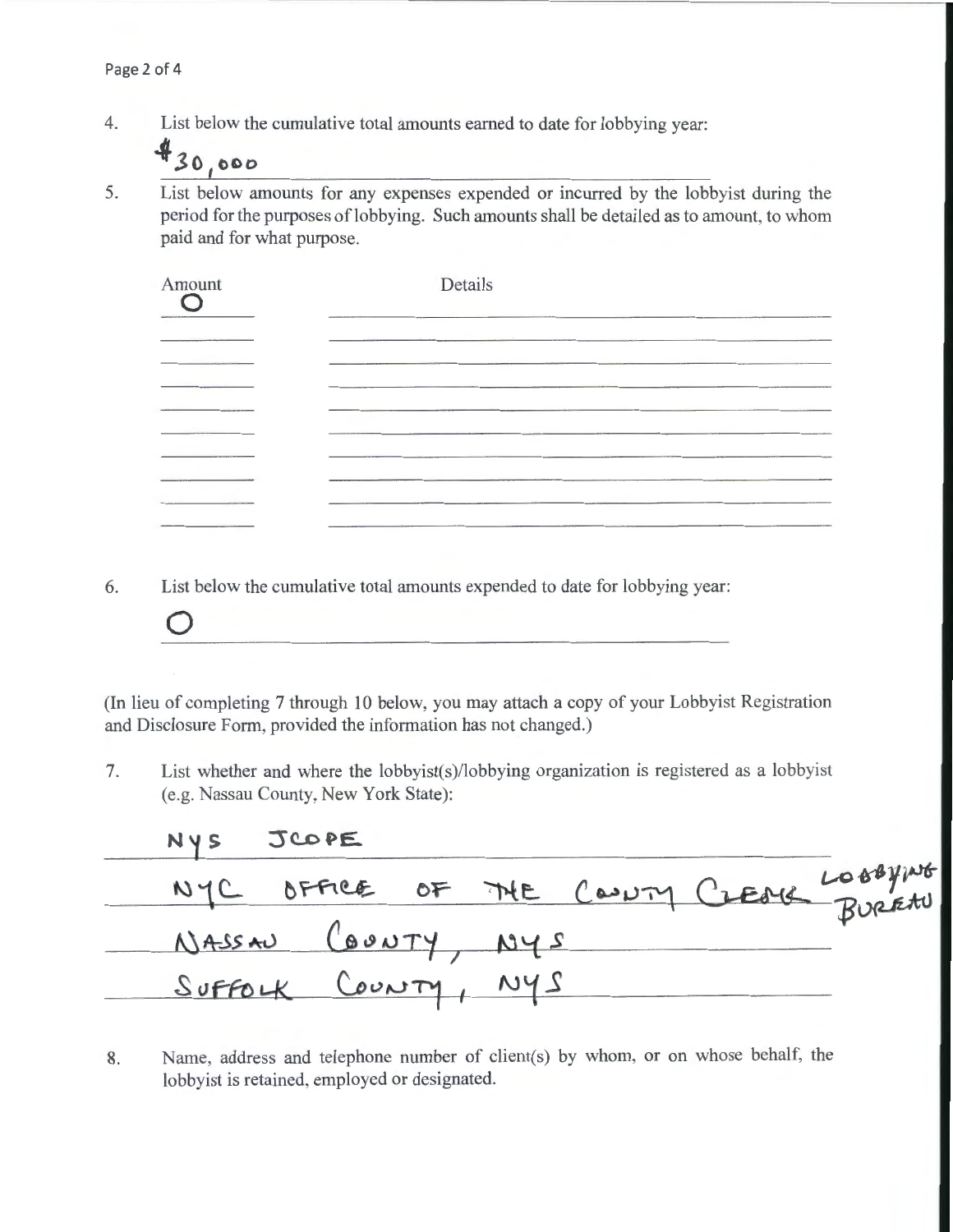4. List below the cumulative total amounts earned to date for lobbying year:

   $30,000

5. List below amounts for any expenses expended or incurred by the lobbyist during the period for the purposes of lobbying. Such amounts shall be detailed as to amount, to whom paid and for what purpose.

| Amount | Details |
|---|---|
| 0 | |
| | |
| | |
| | |
| | |
| | |
| | |
| | |
| | |
| | |

6. List below the cumulative total amounts expended to date for lobbying year:

   0

(In lieu of completing 7 through 10 below, you may attach a copy of your Lobbyist Registration and Disclosure Form, provided the information has not changed.)

7. List whether and where the lobbyist(s)/lobbying organization is registered as a lobbyist (e.g. Nassau County, New York State):

   NYS JCOPE
   NYC OFFICE OF THE COUNTY CLERK LOBBYING BUREAU
   NASSAU COUNTY, NYS
   SUFFOLK COUNTY, NYS

8. Name, address and telephone number of client(s) by whom, or on whose behalf, the lobbyist is retained, employed or designated.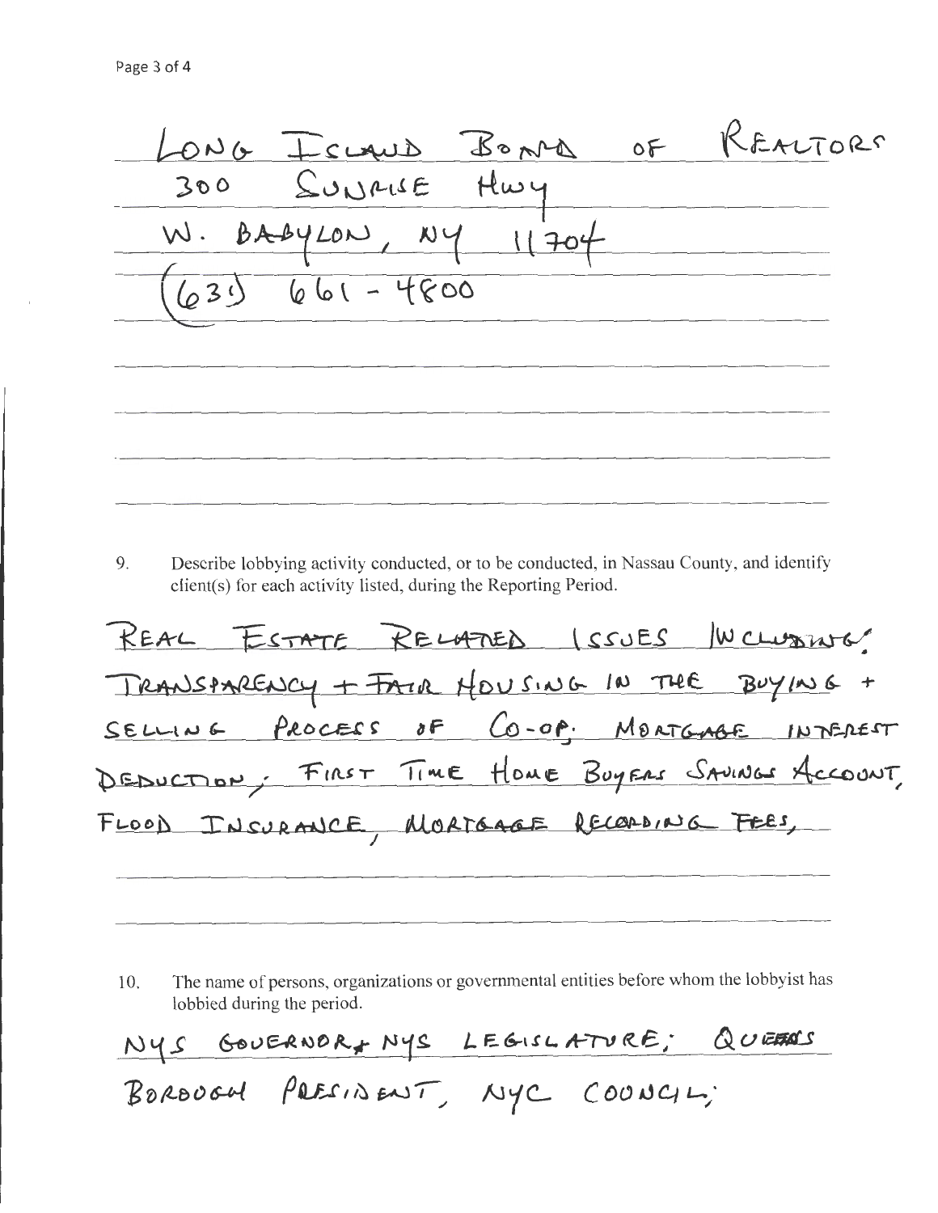LONG ISLAND BOARD OF REALTORS
300 SUNRISE HWY
W. BABYLON, NY 11704
(631) 661-4800

9. Describe lobbying activity conducted, or to be conducted, in Nassau County, and identify client(s) for each activity listed, during the Reporting Period.

REAL ESTATE RELATED ISSUES INCLUDING: TRANSPARENCY + FAIR HOUSING IN THE BUYING + SELLING PROCESS OF CO-OP; MORTGAGE INTEREST DEDUCTION; FIRST TIME HOME BUYERS SAVINGS ACCOUNT, FLOOD INSURANCE, MORTGAGE RECORDING FEES,

10. The name of persons, organizations or governmental entities before whom the lobbyist has lobbied during the period.

NYS GOVERNOR + NYS LEGISLATURE; QUEENS BOROUGH PRESIDENT, NYC COUNCIL;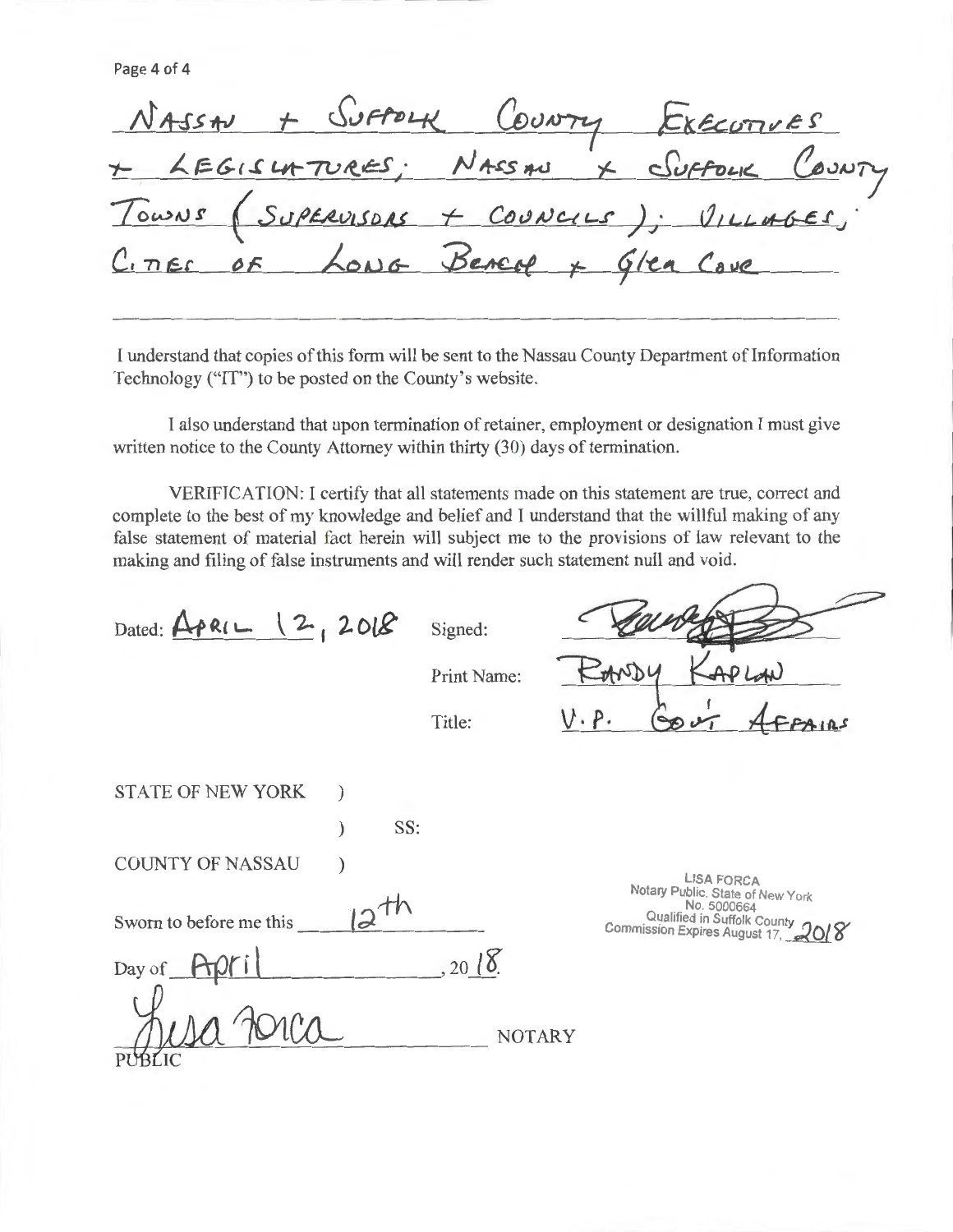NASSAU + SUFFOLK COUNTY EXECUTIVES + LEGISLATURES; NASSAU + SUFFOLK COUNTY TOWNS (SUPERVISORS + COUNCILS); VILLAGES, CITIES OF LONG BEACH + GLEN COVE

I understand that copies of this form will be sent to the Nassau County Department of Information Technology ("IT") to be posted on the County's website.

I also understand that upon termination of retainer, employment or designation I must give written notice to the County Attorney within thirty (30) days of termination.

VERIFICATION: I certify that all statements made on this statement are true, correct and complete to the best of my knowledge and belief and I understand that the willful making of any false statement of material fact herein will subject me to the provisions of law relevant to the making and filing of false instruments and will render such statement null and void.

Dated: APRIL 12, 2018

Signed: [signature]

Print Name: RANDY KAPLAN

Title: V.P. GOV'T AFFAIRS

STATE OF NEW YORK )
) SS:
COUNTY OF NASSAU )

Sworn to before me this 12th

Day of April, 2018

[signature] Lisa Forca
NOTARY PUBLIC

LISA FORCA
Notary Public, State of New York
No. 5000664
Qualified in Suffolk County
Commission Expires August 17, 2018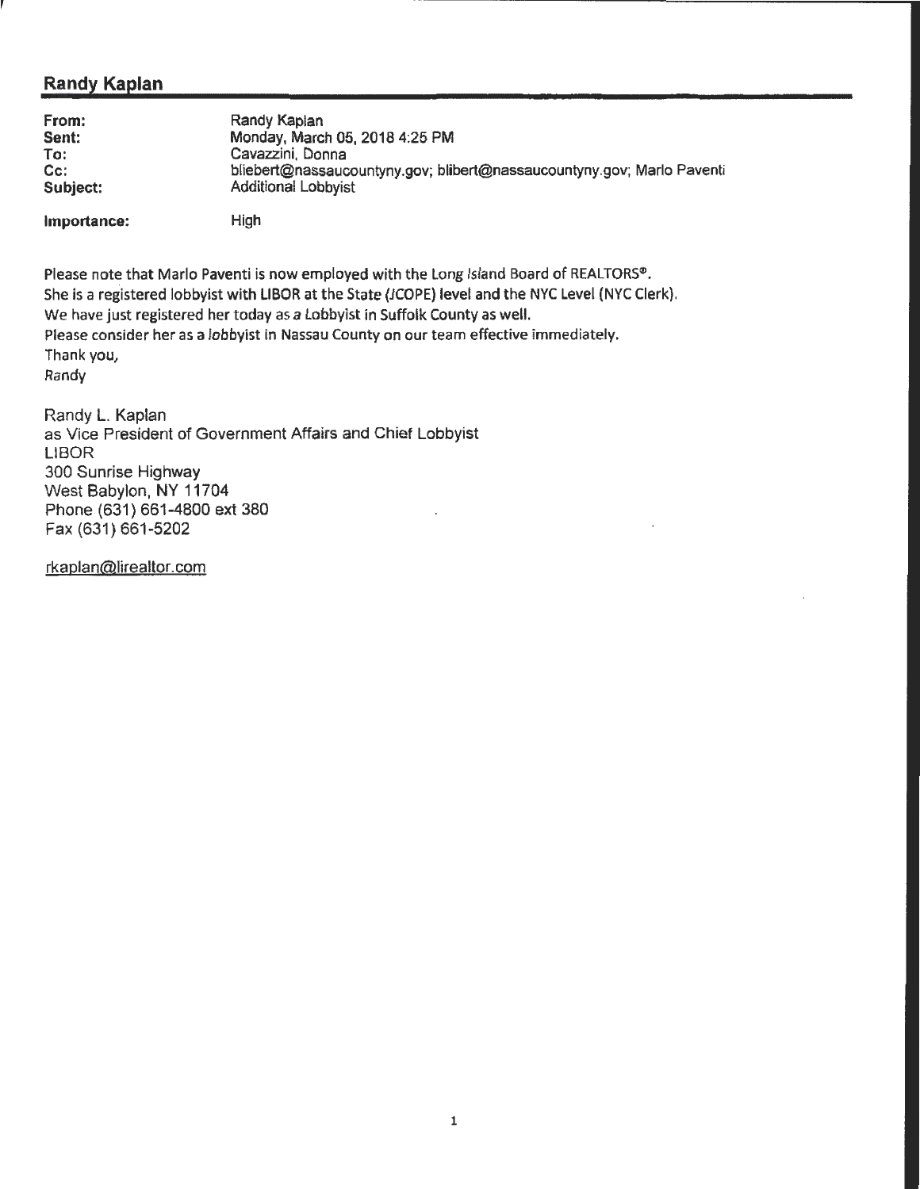## Randy Kaplan

| | |
|---|---|
| **From:** | Randy Kaplan |
| **Sent:** | Monday, March 05, 2018 4:25 PM |
| **To:** | Cavazzini, Donna |
| **Cc:** | bliebert@nassaucountyny.gov; blibert@nassaucountyny.gov; Marlo Paventi |
| **Subject:** | Additional Lobbyist |
| **Importance:** | High |

Please note that Marlo Paventi is now employed with the Long Island Board of REALTORS®.
She is a registered lobbyist with LIBOR at the State (JCOPE) level and the NYC Level (NYC Clerk).
We have just registered her today as a Lobbyist in Suffolk County as well.
Please consider her as a lobbyist in Nassau County on our team effective immediately.
Thank you,
Randy

Randy L. Kaplan
as Vice President of Government Affairs and Chief Lobbyist
LIBOR
300 Sunrise Highway
West Babylon, NY 11704
Phone (631) 661-4800 ext 380
Fax (631) 661-5202

rkaplan@lirealtor.com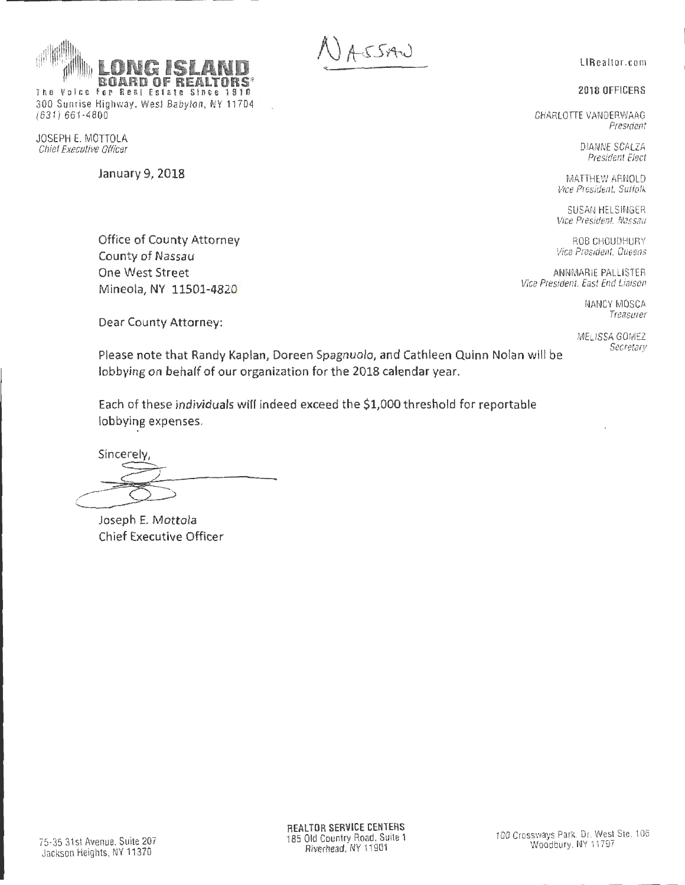NASSAU

**LONG ISLAND BOARD OF REALTORS®**
The Voice For Real Estate Since 1910
300 Sunrise Highway, West Babylon, NY 11704
(631) 661-4800

JOSEPH E. MOTTOLA
*Chief Executive Officer*

LIRealtor.com

**2018 OFFICERS**

CHARLOTTE VANDERWAAG
*President*

DIANNE SCALZA
*President Elect*

MATTHEW ARNOLD
*Vice President, Suffolk*

SUSAN HELSINGER
*Vice President, Nassau*

ROB CHOUDHURY
*Vice President, Queens*

ANNMARIE PALLISTER
*Vice President, East End Liaison*

NANCY MOSCA
*Treasurer*

MELISSA GOMEZ
*Secretary*

January 9, 2018

Office of County Attorney
County of Nassau
One West Street
Mineola, NY 11501-4820

Dear County Attorney:

Please note that Randy Kaplan, Doreen Spagnuolo, and Cathleen Quinn Nolan will be lobbying on behalf of our organization for the 2018 calendar year.

Each of these individuals will indeed exceed the $1,000 threshold for reportable lobbying expenses.

Sincerely,

Joseph E. Mottola
Chief Executive Officer

**REALTOR SERVICE CENTERS**

75-35 31st Avenue, Suite 207
Jackson Heights, NY 11370

185 Old Country Road, Suite 1
Riverhead, NY 11901

100 Crossways Park Dr. West Ste. 106
Woodbury, NY 11797